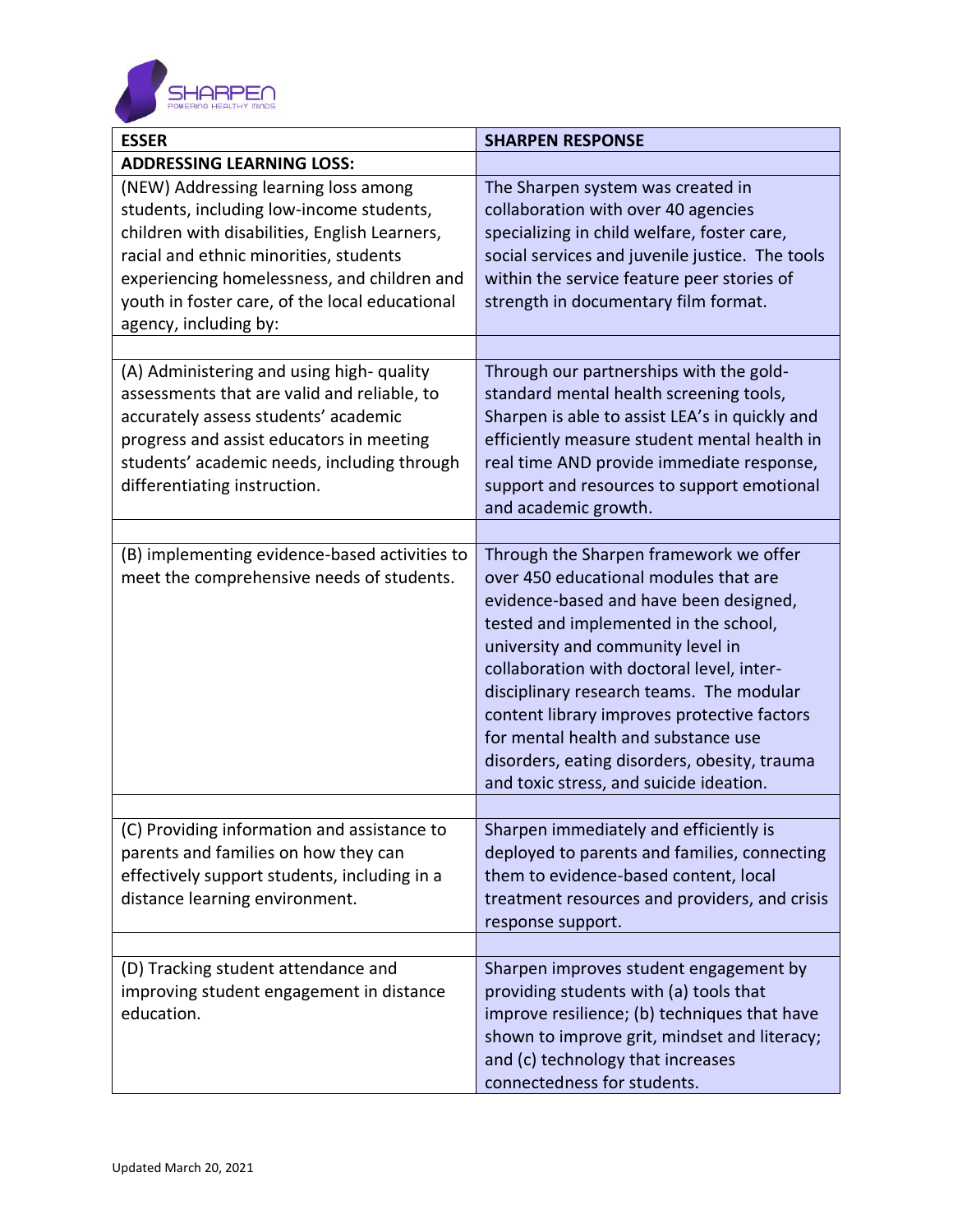SHARPEN
POWERING HEALTHY MINDS

| ESSER | SHARPEN RESPONSE |
| --- | --- |
| **ADDRESSING LEARNING LOSS:** | |
| (NEW) Addressing learning loss among students, including low-income students, children with disabilities, English Learners, racial and ethnic minorities, students experiencing homelessness, and children and youth in foster care, of the local educational agency, including by: | The Sharpen system was created in collaboration with over 40 agencies specializing in child welfare, foster care, social services and juvenile justice. The tools within the service feature peer stories of strength in documentary film format. |
| | |
| (A) Administering and using high- quality assessments that are valid and reliable, to accurately assess students' academic progress and assist educators in meeting students' academic needs, including through differentiating instruction. | Through our partnerships with the gold-standard mental health screening tools, Sharpen is able to assist LEA's in quickly and efficiently measure student mental health in real time AND provide immediate response, support and resources to support emotional and academic growth. |
| | |
| (B) implementing evidence-based activities to meet the comprehensive needs of students. | Through the Sharpen framework we offer over 450 educational modules that are evidence-based and have been designed, tested and implemented in the school, university and community level in collaboration with doctoral level, inter-disciplinary research teams. The modular content library improves protective factors for mental health and substance use disorders, eating disorders, obesity, trauma and toxic stress, and suicide ideation. |
| | |
| (C) Providing information and assistance to parents and families on how they can effectively support students, including in a distance learning environment. | Sharpen immediately and efficiently is deployed to parents and families, connecting them to evidence-based content, local treatment resources and providers, and crisis response support. |
| | |
| (D) Tracking student attendance and improving student engagement in distance education. | Sharpen improves student engagement by providing students with (a) tools that improve resilience; (b) techniques that have shown to improve grit, mindset and literacy; and (c) technology that increases connectedness for students. |

Updated March 20, 2021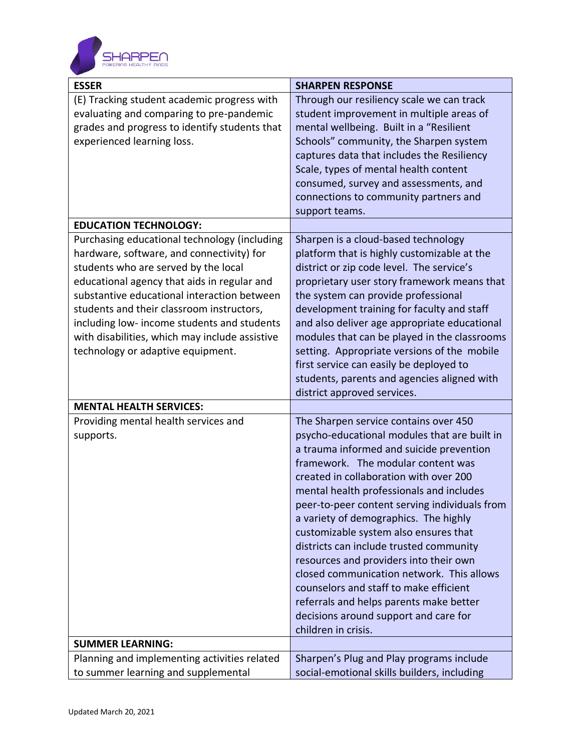| ESSER | SHARPEN RESPONSE |
|---|---|
| (E) Tracking student academic progress with evaluating and comparing to pre-pandemic grades and progress to identify students that experienced learning loss. | Through our resiliency scale we can track student improvement in multiple areas of mental wellbeing. Built in a "Resilient Schools" community, the Sharpen system captures data that includes the Resiliency Scale, types of mental health content consumed, survey and assessments, and connections to community partners and support teams. |
| **EDUCATION TECHNOLOGY:** | |
| Purchasing educational technology (including hardware, software, and connectivity) for students who are served by the local educational agency that aids in regular and substantive educational interaction between students and their classroom instructors, including low- income students and students with disabilities, which may include assistive technology or adaptive equipment. | Sharpen is a cloud-based technology platform that is highly customizable at the district or zip code level. The service's proprietary user story framework means that the system can provide professional development training for faculty and staff and also deliver age appropriate educational modules that can be played in the classrooms setting. Appropriate versions of the mobile first service can easily be deployed to students, parents and agencies aligned with district approved services. |
| **MENTAL HEALTH SERVICES:** | |
| Providing mental health services and supports. | The Sharpen service contains over 450 psycho-educational modules that are built in a trauma informed and suicide prevention framework. The modular content was created in collaboration with over 200 mental health professionals and includes peer-to-peer content serving individuals from a variety of demographics. The highly customizable system also ensures that districts can include trusted community resources and providers into their own closed communication network. This allows counselors and staff to make efficient referrals and helps parents make better decisions around support and care for children in crisis. |
| **SUMMER LEARNING:** | |
| Planning and implementing activities related to summer learning and supplemental | Sharpen's Plug and Play programs include social-emotional skills builders, including |

Updated March 20, 2021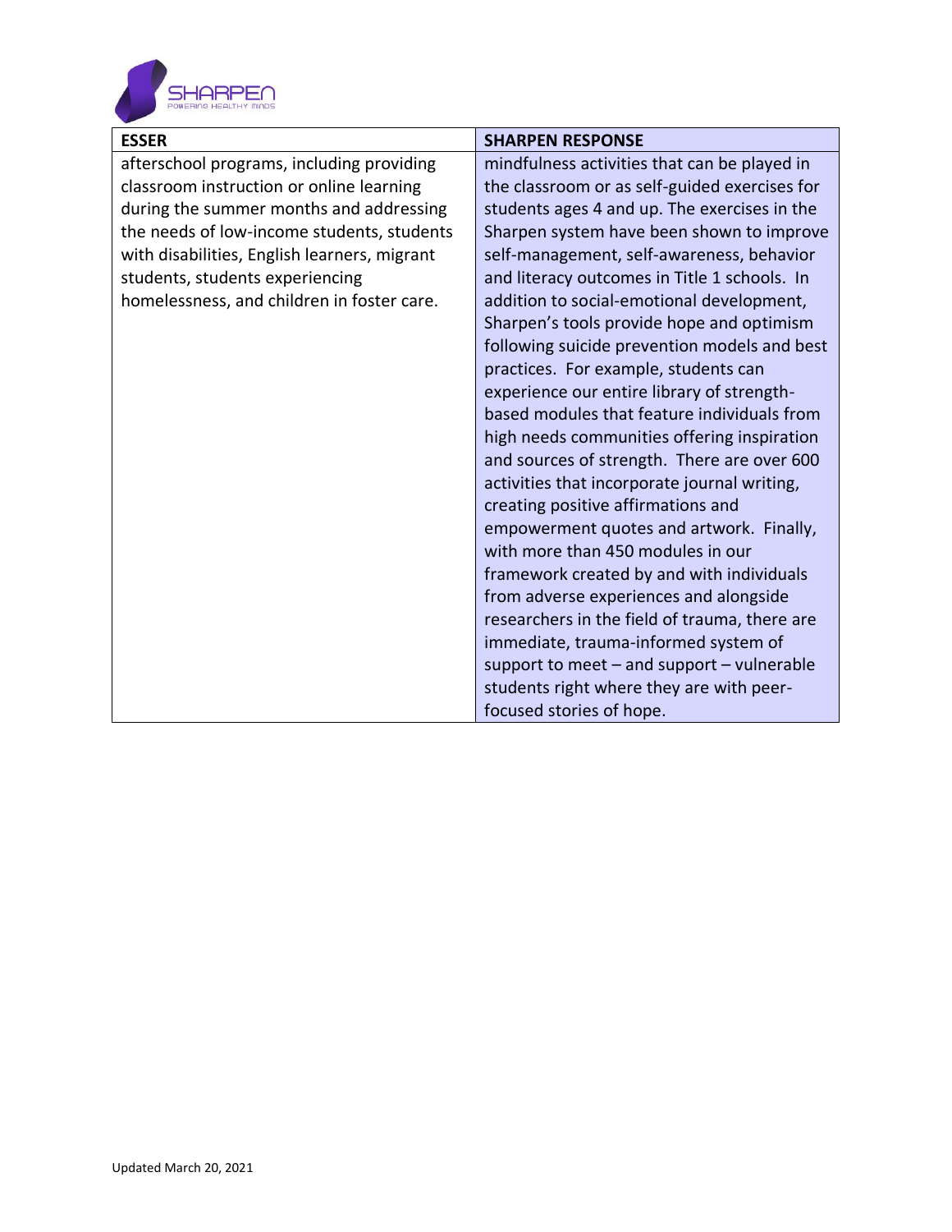| ESSER | SHARPEN RESPONSE |
|---|---|
| afterschool programs, including providing classroom instruction or online learning during the summer months and addressing the needs of low-income students, students with disabilities, English learners, migrant students, students experiencing homelessness, and children in foster care. | mindfulness activities that can be played in the classroom or as self-guided exercises for students ages 4 and up. The exercises in the Sharpen system have been shown to improve self-management, self-awareness, behavior and literacy outcomes in Title 1 schools. In addition to social-emotional development, Sharpen's tools provide hope and optimism following suicide prevention models and best practices. For example, students can experience our entire library of strength-based modules that feature individuals from high needs communities offering inspiration and sources of strength. There are over 600 activities that incorporate journal writing, creating positive affirmations and empowerment quotes and artwork. Finally, with more than 450 modules in our framework created by and with individuals from adverse experiences and alongside researchers in the field of trauma, there are immediate, trauma-informed system of support to meet – and support – vulnerable students right where they are with peer-focused stories of hope. |

Updated March 20, 2021